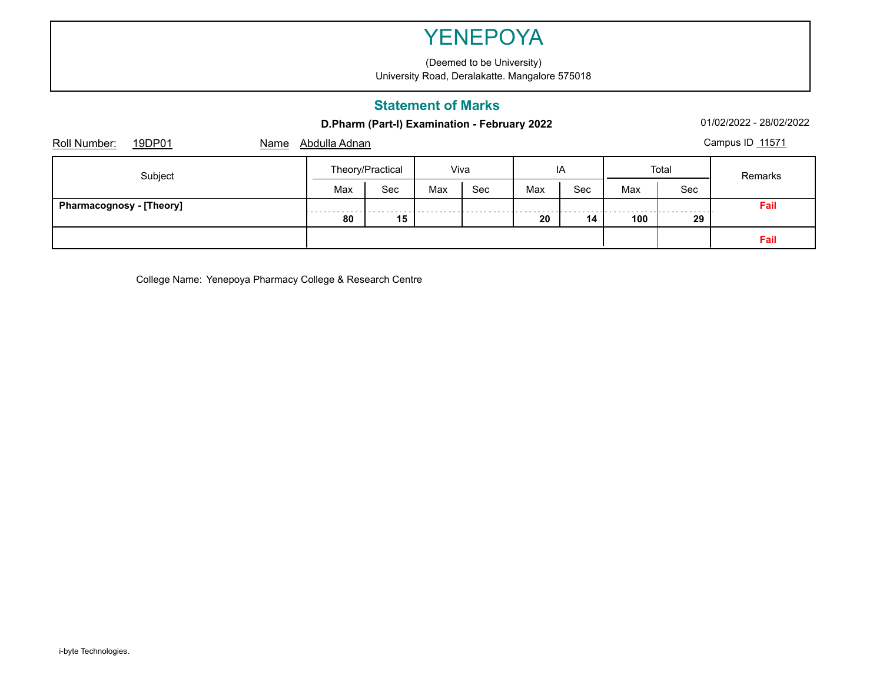# YENEPOYA

(Deemed to be University)
University Road, Deralakatte. Mangalore 575018

## Statement of Marks

**D.Pharm (Part-I) Examination - February 2022**

01/02/2022 - 28/02/2022

Roll Number: 19DP01    Name Abdulla Adnan    Campus ID 11571

| Subject | Theory/Practical | | Viva | | IA | | Total | | Remarks |
|---|---|---|---|---|---|---|---|---|---|
| | Max | Sec | Max | Sec | Max | Sec | Max | Sec | |
| **Pharmacognosy - [Theory]** | **80** | **15** | | | **20** | **14** | **100** | **29** | **Fail** |
| | | | | | | | | | **Fail** |

College Name: Yenepoya Pharmacy College & Research Centre

i-byte Technologies.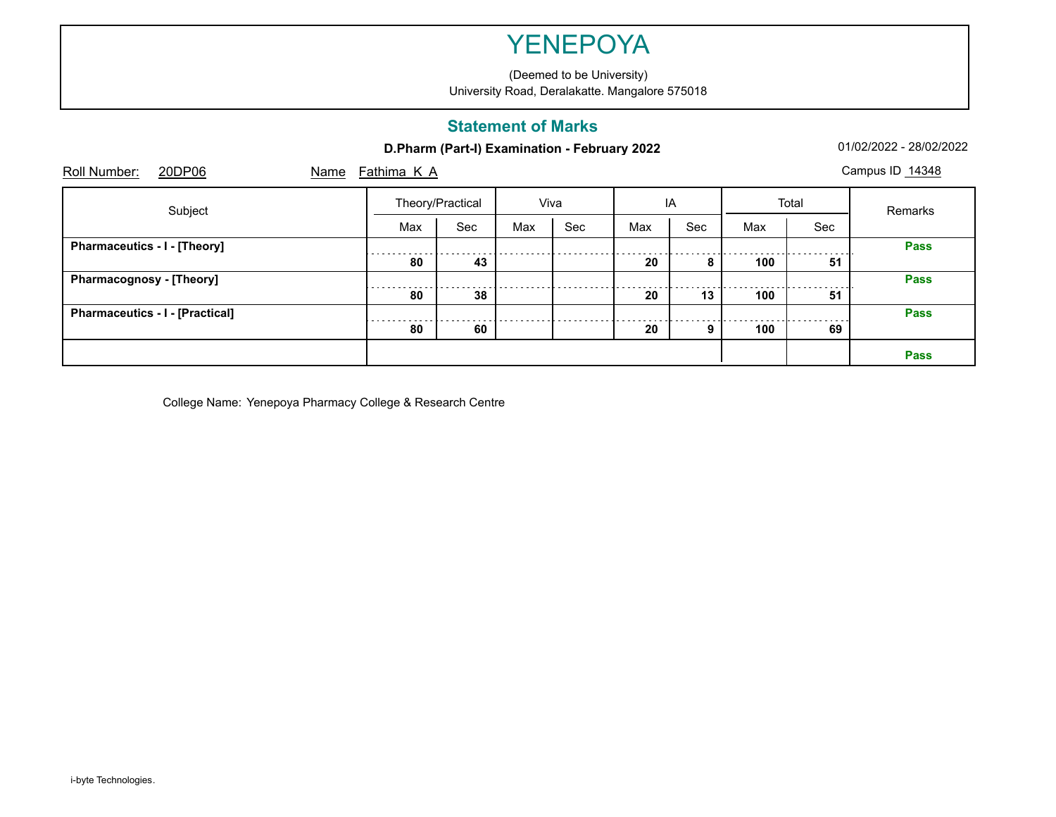# YENEPOYA

(Deemed to be University)
University Road, Deralakatte. Mangalore 575018

## Statement of Marks

**D.Pharm (Part-I) Examination - February 2022**

01/02/2022 - 28/02/2022

Roll Number: 20DP06 Name Fathima K A Campus ID 14348

| Subject | Theory/Practical | | Viva | | IA | | Total | | Remarks |
|---|---|---|---|---|---|---|---|---|---|
| | Max | Sec | Max | Sec | Max | Sec | Max | Sec | |
| **Pharmaceutics - I - [Theory]** | **80** | **43** | | | **20** | **8** | **100** | **51** | **Pass** |
| **Pharmacognosy - [Theory]** | **80** | **38** | | | **20** | **13** | **100** | **51** | **Pass** |
| **Pharmaceutics - I - [Practical]** | **80** | **60** | | | **20** | **9** | **100** | **69** | **Pass** |
| | | | | | | | | | **Pass** |

College Name: Yenepoya Pharmacy College & Research Centre

i-byte Technologies.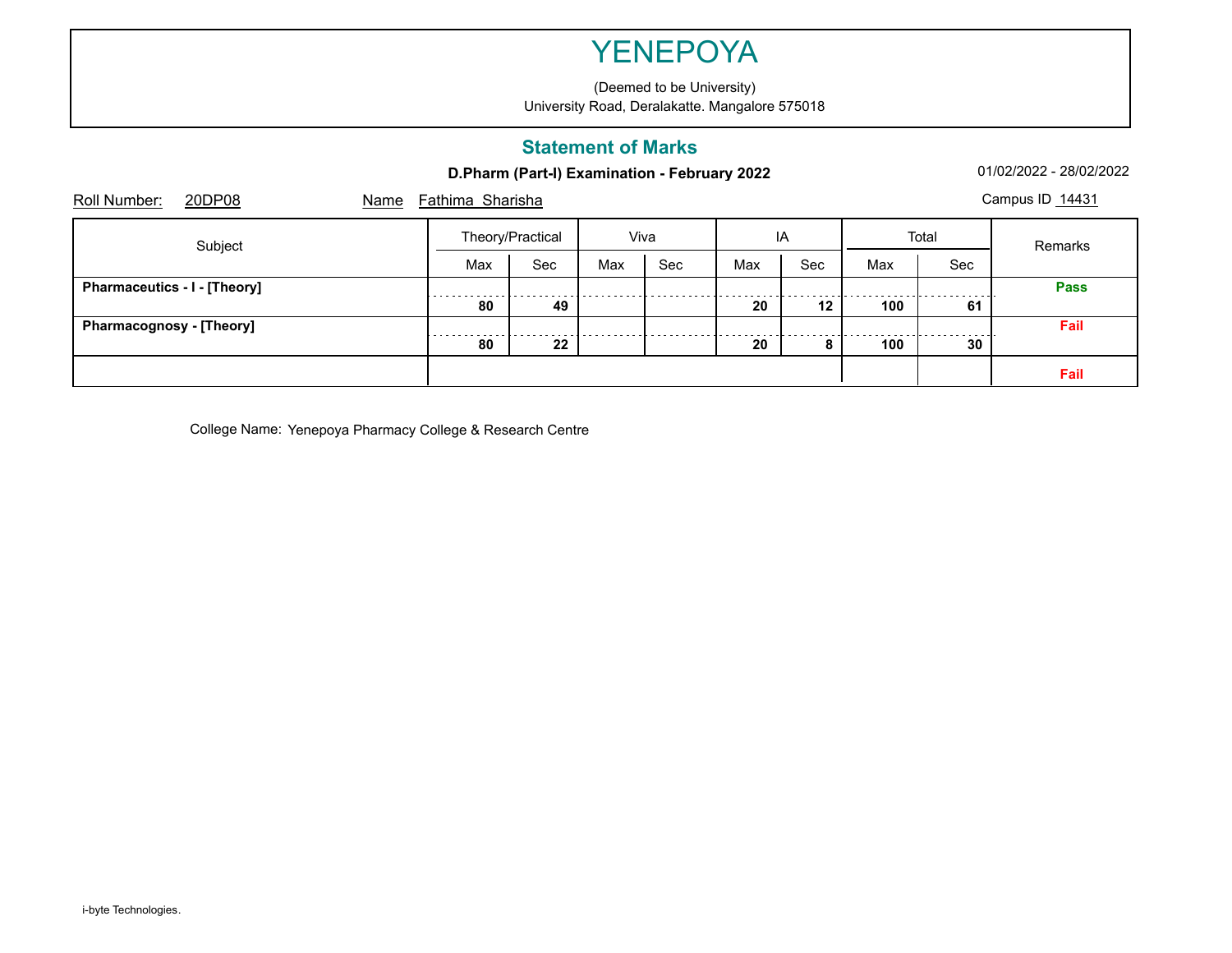# YENEPOYA

(Deemed to be University)
University Road, Deralakatte. Mangalore 575018

## Statement of Marks

**D.Pharm (Part-I) Examination - February 2022**

01/02/2022 - 28/02/2022

Roll Number: 20DP08 Name Fathima Sharisha Campus ID 14431

| Subject | Theory/Practical | | Viva | | IA | | Total | | Remarks |
|---|---|---|---|---|---|---|---|---|---|
| | Max | Sec | Max | Sec | Max | Sec | Max | Sec | |
| **Pharmaceutics - I - [Theory]** | **80** | **49** | | | **20** | **12** | **100** | **61** | **Pass** |
| **Pharmacognosy - [Theory]** | **80** | **22** | | | **20** | **8** | **100** | **30** | **Fail** |
| | | | | | | | | | **Fail** |

College Name: Yenepoya Pharmacy College & Research Centre

i-byte Technologies.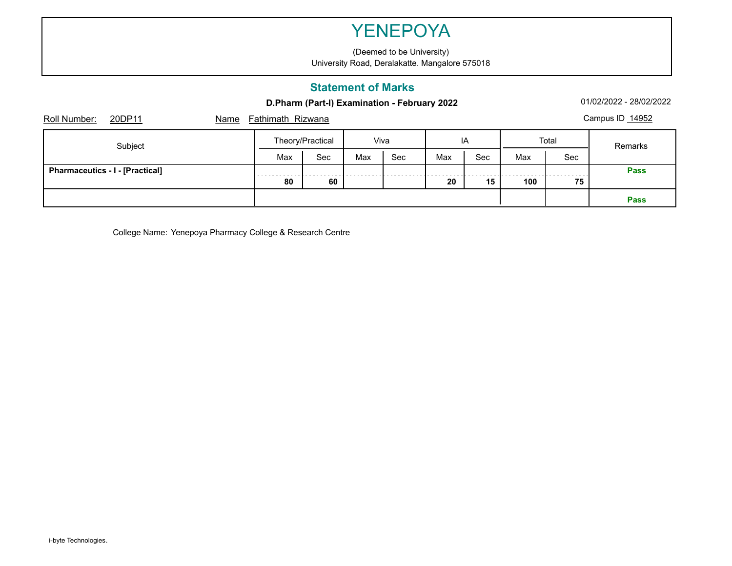# YENEPOYA

(Deemed to be University)
University Road, Deralakatte. Mangalore 575018

## Statement of Marks

**D.Pharm (Part-I) Examination - February 2022**

01/02/2022 - 28/02/2022

Roll Number: 20DP11    Name Fathimath Rizwana    Campus ID 14952

| Subject | Theory/Practical | | Viva | | IA | | Total | | Remarks |
|---|---|---|---|---|---|---|---|---|---|
| | Max | Sec | Max | Sec | Max | Sec | Max | Sec | |
| **Pharmaceutics - I - [Practical]** | **80** | **60** | | | **20** | **15** | **100** | **75** | **Pass** |
| | | | | | | | | | **Pass** |

College Name: Yenepoya Pharmacy College & Research Centre

i-byte Technologies.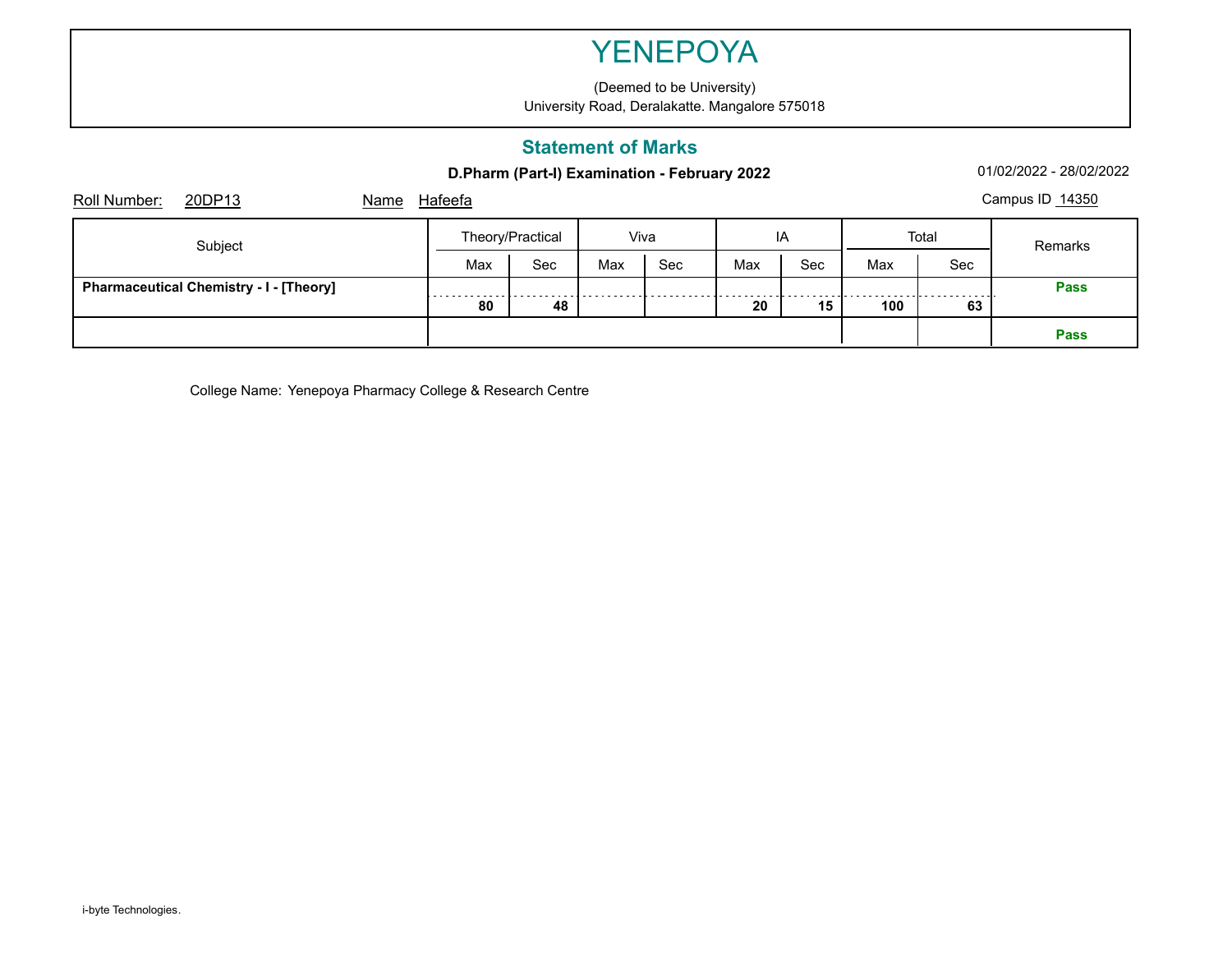# YENEPOYA

(Deemed to be University)
University Road, Deralakatte. Mangalore 575018

## Statement of Marks

**D.Pharm (Part-I) Examination - February 2022**

01/02/2022 - 28/02/2022

Roll Number: 20DP13 Name Hafeefa Campus ID 14350

| Subject | Theory/Practical | | Viva | | IA | | Total | | Remarks |
|---|---|---|---|---|---|---|---|---|---|
| | Max | Sec | Max | Sec | Max | Sec | Max | Sec | |
| **Pharmaceutical Chemistry - I - [Theory]** | **80** | **48** | | | **20** | **15** | **100** | **63** | **Pass** |
| | | | | | | | | | **Pass** |

College Name: Yenepoya Pharmacy College & Research Centre

i-byte Technologies.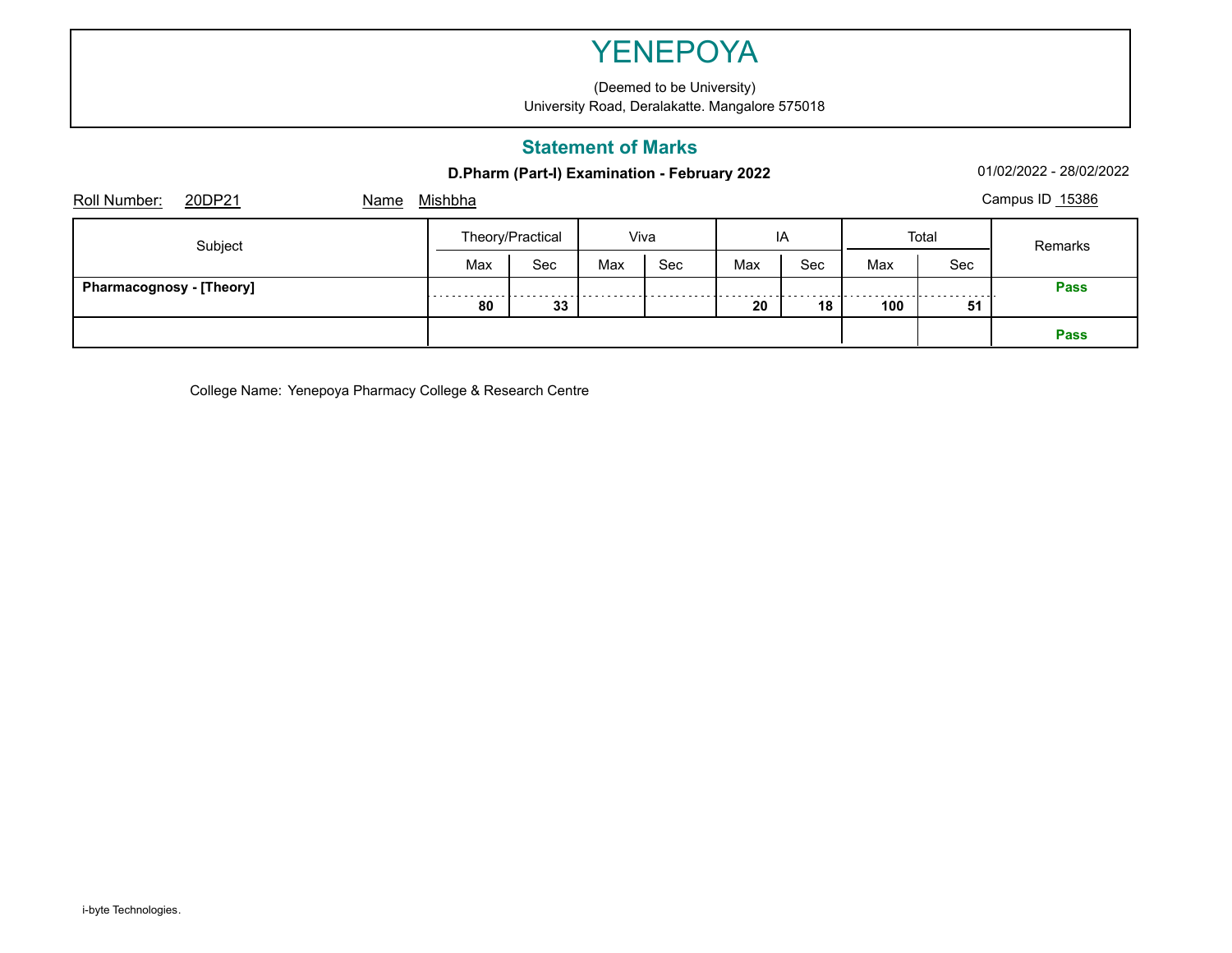# YENEPOYA

(Deemed to be University)
University Road, Deralakatte. Mangalore 575018

## Statement of Marks

**D.Pharm (Part-I) Examination - February 2022**

01/02/2022 - 28/02/2022

Roll Number: 20DP21 Name Mishbha Campus ID 15386

| Subject | Theory/Practical | | Viva | | IA | | Total | | Remarks |
|---|---|---|---|---|---|---|---|---|---|
| | Max | Sec | Max | Sec | Max | Sec | Max | Sec | |
| **Pharmacognosy - [Theory]** | **80** | **33** | | | **20** | **18** | **100** | **51** | **Pass** |
| | | | | | | | | | **Pass** |

College Name: Yenepoya Pharmacy College & Research Centre

i-byte Technologies.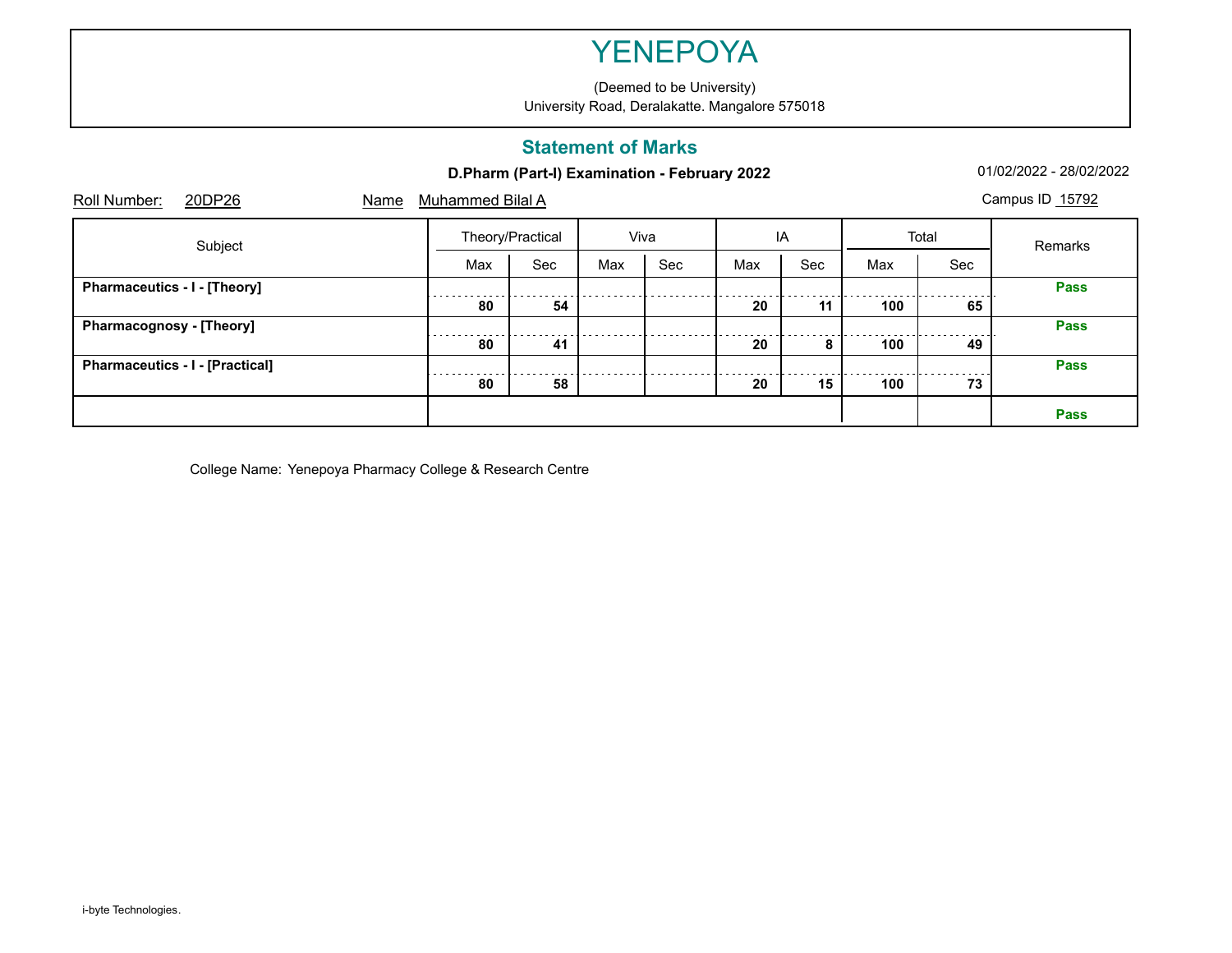# YENEPOYA

(Deemed to be University)
University Road, Deralakatte. Mangalore 575018

## Statement of Marks

**D.Pharm (Part-I) Examination - February 2022**

01/02/2022 - 28/02/2022

Roll Number: 20DP26 Name Muhammed Bilal A Campus ID 15792

| Subject | Theory/Practical | | Viva | | IA | | Total | | Remarks |
|---|---|---|---|---|---|---|---|---|---|
| | Max | Sec | Max | Sec | Max | Sec | Max | Sec | |
| **Pharmaceutics - I - [Theory]** | **80** | **54** | | | **20** | **11** | **100** | **65** | **Pass** |
| **Pharmacognosy - [Theory]** | **80** | **41** | | | **20** | **8** | **100** | **49** | **Pass** |
| **Pharmaceutics - I - [Practical]** | **80** | **58** | | | **20** | **15** | **100** | **73** | **Pass** |
| | | | | | | | | | **Pass** |

College Name: Yenepoya Pharmacy College & Research Centre

i-byte Technologies.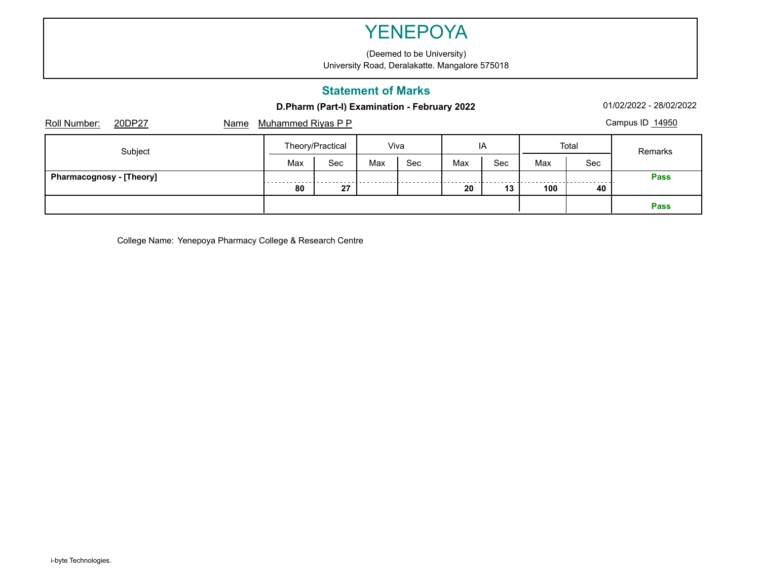# YENEPOYA

(Deemed to be University)
University Road, Deralakatte. Mangalore 575018

## Statement of Marks

**D.Pharm (Part-I) Examination - February 2022**

01/02/2022 - 28/02/2022

Roll Number: 20DP27 Name Muhammed Riyas P P Campus ID 14950

| Subject | Theory/Practical | | Viva | | IA | | Total | | Remarks |
|---|---|---|---|---|---|---|---|---|---|
| | Max | Sec | Max | Sec | Max | Sec | Max | Sec | |
| **Pharmacognosy - [Theory]** | **80** | **27** | | | **20** | **13** | **100** | **40** | **Pass** |
| | | | | | | | | | **Pass** |

College Name: Yenepoya Pharmacy College & Research Centre

i-byte Technologies.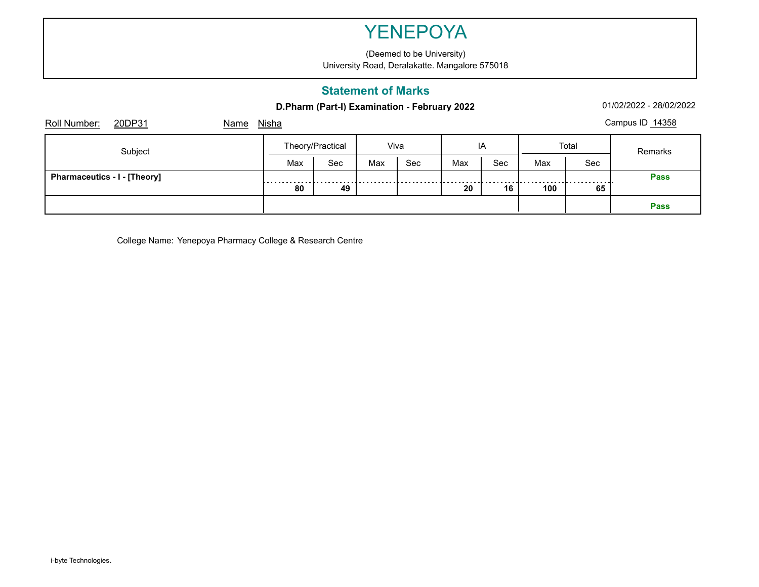# YENEPOYA

(Deemed to be University)
University Road, Deralakatte. Mangalore 575018

## Statement of Marks

**D.Pharm (Part-I) Examination - February 2022**

01/02/2022 - 28/02/2022

Roll Number: 20DP31 Name Nisha Campus ID 14358

| Subject | Theory/Practical | | Viva | | IA | | Total | | Remarks |
|---|---|---|---|---|---|---|---|---|---|
| | Max | Sec | Max | Sec | Max | Sec | Max | Sec | |
| **Pharmaceutics - I - [Theory]** | **80** | **49** | | | **20** | **16** | **100** | **65** | **Pass** |
| | | | | | | | | | **Pass** |

College Name: Yenepoya Pharmacy College & Research Centre

i-byte Technologies.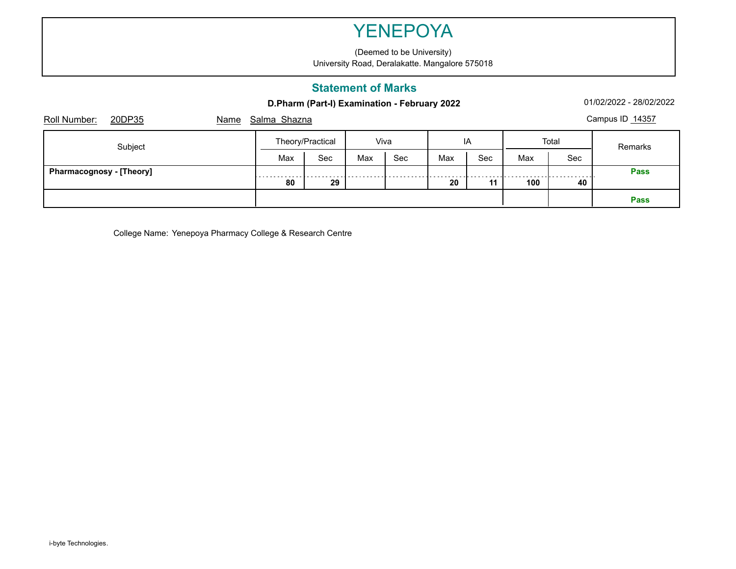# YENEPOYA

(Deemed to be University)
University Road, Deralakatte. Mangalore 575018

## Statement of Marks

**D.Pharm (Part-I) Examination - February 2022**

01/02/2022 - 28/02/2022

Roll Number: 20DP35 Name Salma Shazna Campus ID 14357

| Subject | Theory/Practical | | Viva | | IA | | Total | | Remarks |
|---|---|---|---|---|---|---|---|---|---|
| | Max | Sec | Max | Sec | Max | Sec | Max | Sec | |
| **Pharmacognosy - [Theory]** | **80** | **29** | | | **20** | **11** | **100** | **40** | **Pass** |
| | | | | | | | | | **Pass** |

College Name: Yenepoya Pharmacy College & Research Centre

i-byte Technologies.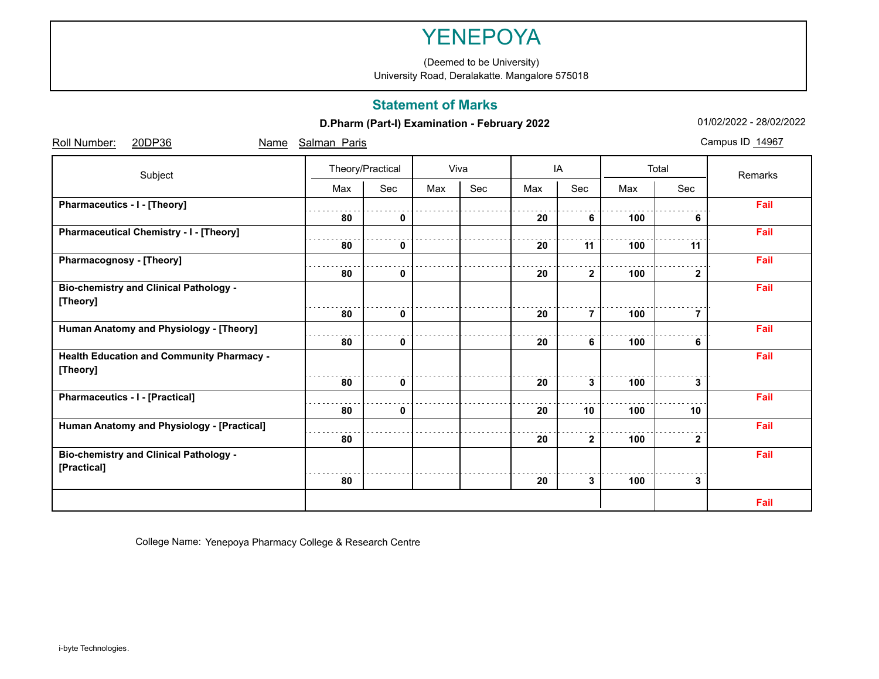# YENEPOYA

(Deemed to be University)
University Road, Deralakatte. Mangalore 575018

## Statement of Marks

**D.Pharm (Part-I) Examination - February 2022**

01/02/2022 - 28/02/2022

Roll Number: 20DP36 Name Salman Paris Campus ID 14967

| Subject | Theory/Practical | | Viva | | IA | | Total | | Remarks |
|---|---|---|---|---|---|---|---|---|---|
| | Max | Sec | Max | Sec | Max | Sec | Max | Sec | |
| **Pharmaceutics - I - [Theory]** | **80** | **0** | | | **20** | **6** | **100** | **6** | **Fail** |
| **Pharmaceutical Chemistry - I - [Theory]** | **80** | **0** | | | **20** | **11** | **100** | **11** | **Fail** |
| **Pharmacognosy - [Theory]** | **80** | **0** | | | **20** | **2** | **100** | **2** | **Fail** |
| **Bio-chemistry and Clinical Pathology - [Theory]** | **80** | **0** | | | **20** | **7** | **100** | **7** | **Fail** |
| **Human Anatomy and Physiology - [Theory]** | **80** | **0** | | | **20** | **6** | **100** | **6** | **Fail** |
| **Health Education and Community Pharmacy - [Theory]** | **80** | **0** | | | **20** | **3** | **100** | **3** | **Fail** |
| **Pharmaceutics - I - [Practical]** | **80** | **0** | | | **20** | **10** | **100** | **10** | **Fail** |
| **Human Anatomy and Physiology - [Practical]** | **80** | | | | **20** | **2** | **100** | **2** | **Fail** |
| **Bio-chemistry and Clinical Pathology - [Practical]** | **80** | | | | **20** | **3** | **100** | **3** | **Fail** |
| | | | | | | | | | **Fail** |

College Name: Yenepoya Pharmacy College & Research Centre

i-byte Technologies.